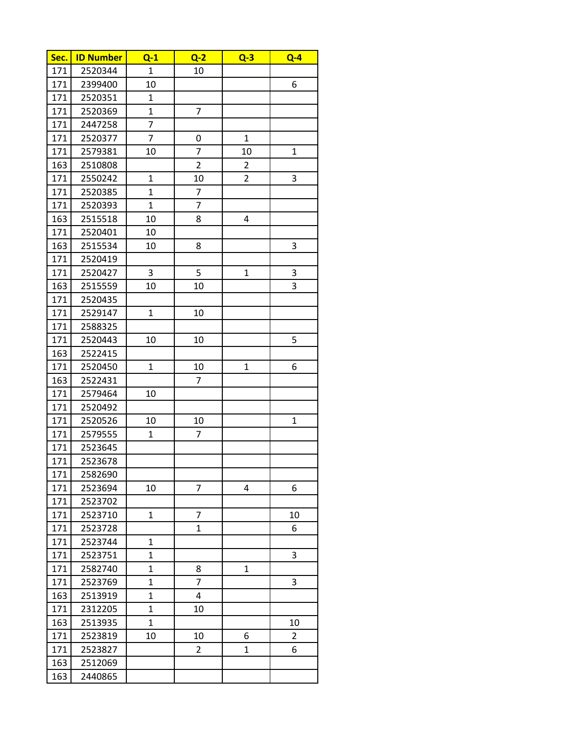| Sec. | ID Number | Q-1 | Q-2 | Q-3 | Q-4 |
|---|---|---|---|---|---|
| 171 | 2520344 | 1 | 10 | | |
| 171 | 2399400 | 10 | | | 6 |
| 171 | 2520351 | 1 | | | |
| 171 | 2520369 | 1 | 7 | | |
| 171 | 2447258 | 7 | | | |
| 171 | 2520377 | 7 | 0 | 1 | |
| 171 | 2579381 | 10 | 7 | 10 | 1 |
| 163 | 2510808 | | 2 | 2 | |
| 171 | 2550242 | 1 | 10 | 2 | 3 |
| 171 | 2520385 | 1 | 7 | | |
| 171 | 2520393 | 1 | 7 | | |
| 163 | 2515518 | 10 | 8 | 4 | |
| 171 | 2520401 | 10 | | | |
| 163 | 2515534 | 10 | 8 | | 3 |
| 171 | 2520419 | | | | |
| 171 | 2520427 | 3 | 5 | 1 | 3 |
| 163 | 2515559 | 10 | 10 | | 3 |
| 171 | 2520435 | | | | |
| 171 | 2529147 | 1 | 10 | | |
| 171 | 2588325 | | | | |
| 171 | 2520443 | 10 | 10 | | 5 |
| 163 | 2522415 | | | | |
| 171 | 2520450 | 1 | 10 | 1 | 6 |
| 163 | 2522431 | | 7 | | |
| 171 | 2579464 | 10 | | | |
| 171 | 2520492 | | | | |
| 171 | 2520526 | 10 | 10 | | 1 |
| 171 | 2579555 | 1 | 7 | | |
| 171 | 2523645 | | | | |
| 171 | 2523678 | | | | |
| 171 | 2582690 | | | | |
| 171 | 2523694 | 10 | 7 | 4 | 6 |
| 171 | 2523702 | | | | |
| 171 | 2523710 | 1 | 7 | | 10 |
| 171 | 2523728 | | 1 | | 6 |
| 171 | 2523744 | 1 | | | |
| 171 | 2523751 | 1 | | | 3 |
| 171 | 2582740 | 1 | 8 | 1 | |
| 171 | 2523769 | 1 | 7 | | 3 |
| 163 | 2513919 | 1 | 4 | | |
| 171 | 2312205 | 1 | 10 | | |
| 163 | 2513935 | 1 | | | 10 |
| 171 | 2523819 | 10 | 10 | 6 | 2 |
| 171 | 2523827 | | 2 | 1 | 6 |
| 163 | 2512069 | | | | |
| 163 | 2440865 | | | | |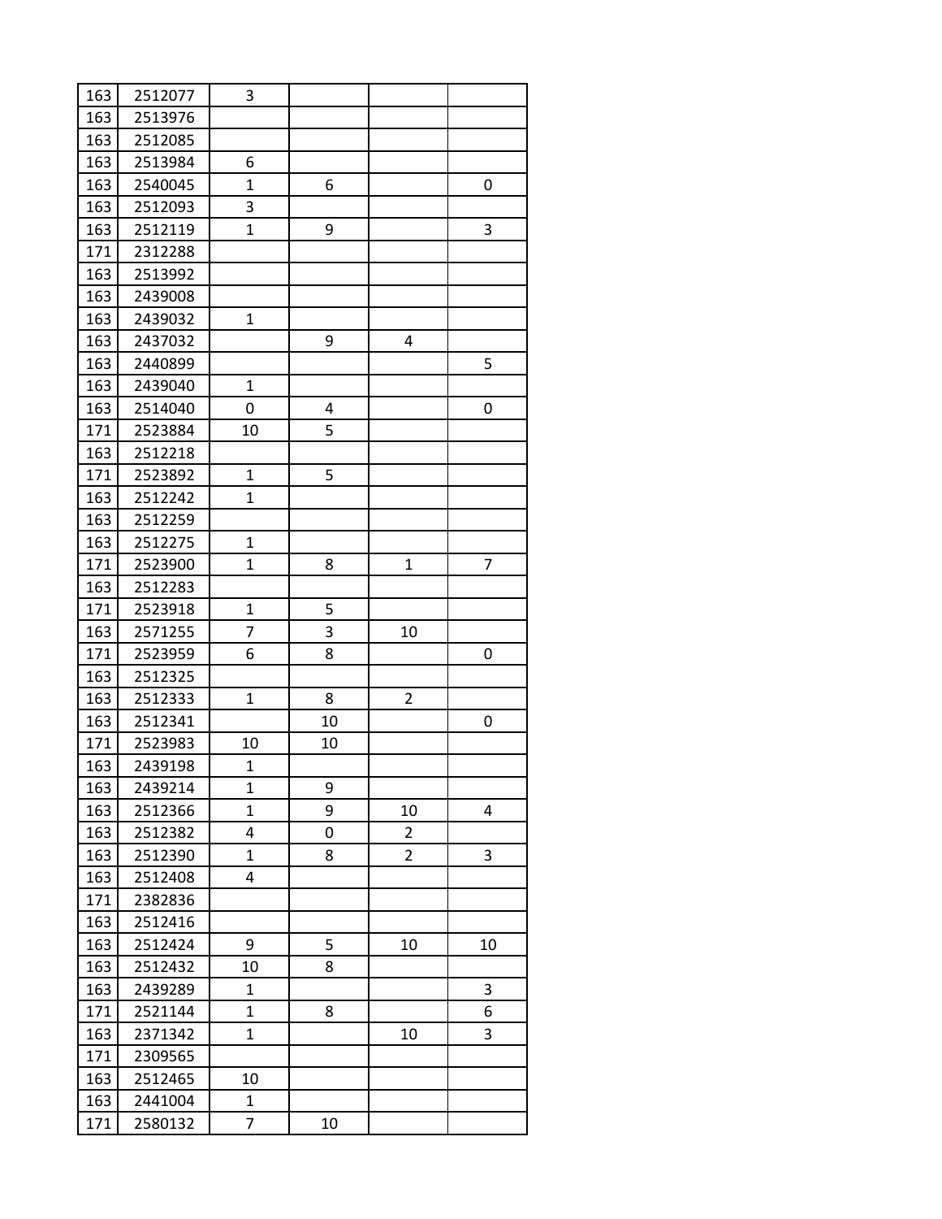| | | | | | |
|---|---|---|---|---|---|
| 163 | 2512077 | 3 | | | |
| 163 | 2513976 | | | | |
| 163 | 2512085 | | | | |
| 163 | 2513984 | 6 | | | |
| 163 | 2540045 | 1 | 6 | | 0 |
| 163 | 2512093 | 3 | | | |
| 163 | 2512119 | 1 | 9 | | 3 |
| 171 | 2312288 | | | | |
| 163 | 2513992 | | | | |
| 163 | 2439008 | | | | |
| 163 | 2439032 | 1 | | | |
| 163 | 2437032 | | 9 | 4 | |
| 163 | 2440899 | | | | 5 |
| 163 | 2439040 | 1 | | | |
| 163 | 2514040 | 0 | 4 | | 0 |
| 171 | 2523884 | 10 | 5 | | |
| 163 | 2512218 | | | | |
| 171 | 2523892 | 1 | 5 | | |
| 163 | 2512242 | 1 | | | |
| 163 | 2512259 | | | | |
| 163 | 2512275 | 1 | | | |
| 171 | 2523900 | 1 | 8 | 1 | 7 |
| 163 | 2512283 | | | | |
| 171 | 2523918 | 1 | 5 | | |
| 163 | 2571255 | 7 | 3 | 10 | |
| 171 | 2523959 | 6 | 8 | | 0 |
| 163 | 2512325 | | | | |
| 163 | 2512333 | 1 | 8 | 2 | |
| 163 | 2512341 | | 10 | | 0 |
| 171 | 2523983 | 10 | 10 | | |
| 163 | 2439198 | 1 | | | |
| 163 | 2439214 | 1 | 9 | | |
| 163 | 2512366 | 1 | 9 | 10 | 4 |
| 163 | 2512382 | 4 | 0 | 2 | |
| 163 | 2512390 | 1 | 8 | 2 | 3 |
| 163 | 2512408 | 4 | | | |
| 171 | 2382836 | | | | |
| 163 | 2512416 | | | | |
| 163 | 2512424 | 9 | 5 | 10 | 10 |
| 163 | 2512432 | 10 | 8 | | |
| 163 | 2439289 | 1 | | | 3 |
| 171 | 2521144 | 1 | 8 | | 6 |
| 163 | 2371342 | 1 | | 10 | 3 |
| 171 | 2309565 | | | | |
| 163 | 2512465 | 10 | | | |
| 163 | 2441004 | 1 | | | |
| 171 | 2580132 | 7 | 10 | | |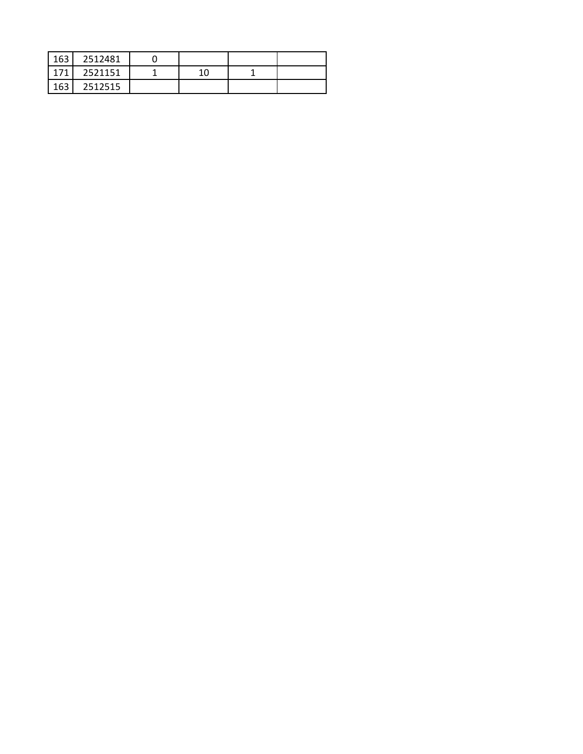| | | | | | |
|---|---|---|---|---|---|
| 163 | 2512481 | 0 | | | |
| 171 | 2521151 | 1 | 10 | 1 | |
| 163 | 2512515 | | | | |